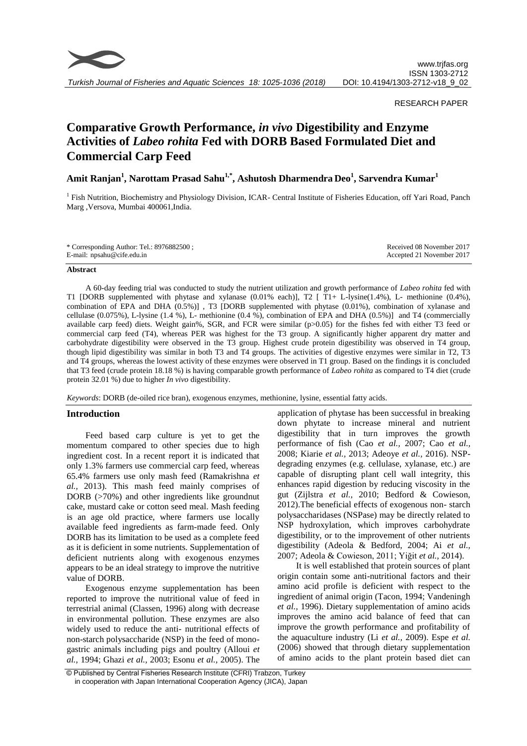RESEARCH PAPER

# Comparative Growth Performance, *in vivo* Digestibility and Enzyme Activities of *Labeo rohita* Fed with DORB Based Formulated Diet and Commercial Carp Feed

**Amit Ranjan[1], Narottam Prasad Sahu[1,*], Ashutosh Dharmendra Deo[1], Sarvendra Kumar[1]**

[1] Fish Nutrition, Biochemistry and Physiology Division, ICAR- Central Institute of Fisheries Education, off Yari Road, Panch Marg ,Versova, Mumbai 400061,India.

\* Corresponding Author: Tel.: 8976882500 ;
E-mail: npsahu@cife.edu.in

Received 08 November 2017
Accepted 21 November 2017

#### Abstract

A 60-day feeding trial was conducted to study the nutrient utilization and growth performance of *Labeo rohita* fed with T1 [DORB supplemented with phytase and xylanase (0.01% each)], T2 [ T1+ L-lysine(1.4%), L- methionine (0.4%), combination of EPA and DHA (0.5%)] , T3 [DORB supplemented with phytase (0.01%), combination of xylanase and cellulase (0.075%), L-lysine (1.4 %), L- methionine (0.4 %), combination of EPA and DHA (0.5%)] and T4 (commercially available carp feed) diets. Weight gain%, SGR, and FCR were similar (p>0.05) for the fishes fed with either T3 feed or commercial carp feed (T4), whereas PER was highest for the T3 group. A significantly higher apparent dry matter and carbohydrate digestibility were observed in the T3 group. Highest crude protein digestibility was observed in T4 group, though lipid digestibility was similar in both T3 and T4 groups. The activities of digestive enzymes were similar in T2, T3 and T4 groups, whereas the lowest activity of these enzymes were observed in T1 group. Based on the findings it is concluded that T3 feed (crude protein 18.18 %) is having comparable growth performance of *Labeo rohita* as compared to T4 diet (crude protein 32.01 %) due to higher *In vivo* digestibility.

*Keywords*: DORB (de-oiled rice bran), exogenous enzymes, methionine, lysine, essential fatty acids.

## Introduction

Feed based carp culture is yet to get the momentum compared to other species due to high ingredient cost. In a recent report it is indicated that only 1.3% farmers use commercial carp feed, whereas 65.4% farmers use only mash feed (Ramakrishna *et al.,* 2013). This mash feed mainly comprises of DORB (>70%) and other ingredients like groundnut cake, mustard cake or cotton seed meal. Mash feeding is an age old practice, where farmers use locally available feed ingredients as farm-made feed. Only DORB has its limitation to be used as a complete feed as it is deficient in some nutrients. Supplementation of deficient nutrients along with exogenous enzymes appears to be an ideal strategy to improve the nutritive value of DORB.

Exogenous enzyme supplementation has been reported to improve the nutritional value of feed in terrestrial animal (Classen, 1996) along with decrease in environmental pollution. These enzymes are also widely used to reduce the anti- nutritional effects of non-starch polysaccharide (NSP) in the feed of mono-gastric animals including pigs and poultry (Alloui *et al.,* 1994; Ghazi *et al.,* 2003; Esonu *et al.,* 2005). The application of phytase has been successful in breaking down phytate to increase mineral and nutrient digestibility that in turn improves the growth performance of fish (Cao *et al.,* 2007; Cao *et al.,* 2008; Kiarie *et al.,* 2013; Adeoye *et al.,* 2016). NSP-degrading enzymes (e.g. cellulase, xylanase, etc.) are capable of disrupting plant cell wall integrity, this enhances rapid digestion by reducing viscosity in the gut (Zijlstra *et al.,* 2010; Bedford & Cowieson, 2012).The beneficial effects of exogenous non- starch polysaccharidases (NSPase) may be directly related to NSP hydroxylation, which improves carbohydrate digestibility, or to the improvement of other nutrients digestibility (Adeola & Bedford, 2004; Ai *et al.,* 2007; Adeola & Cowieson, 2011; Yiğit *et al.,* 2014).

It is well established that protein sources of plant origin contain some anti-nutritional factors and their amino acid profile is deficient with respect to the ingredient of animal origin (Tacon, 1994; Vandeningh *et al.,* 1996). Dietary supplementation of amino acids improves the amino acid balance of feed that can improve the growth performance and profitability of the aquaculture industry (Li *et al.,* 2009). Espe *et al.* (2006) showed that through dietary supplementation of amino acids to the plant protein based diet can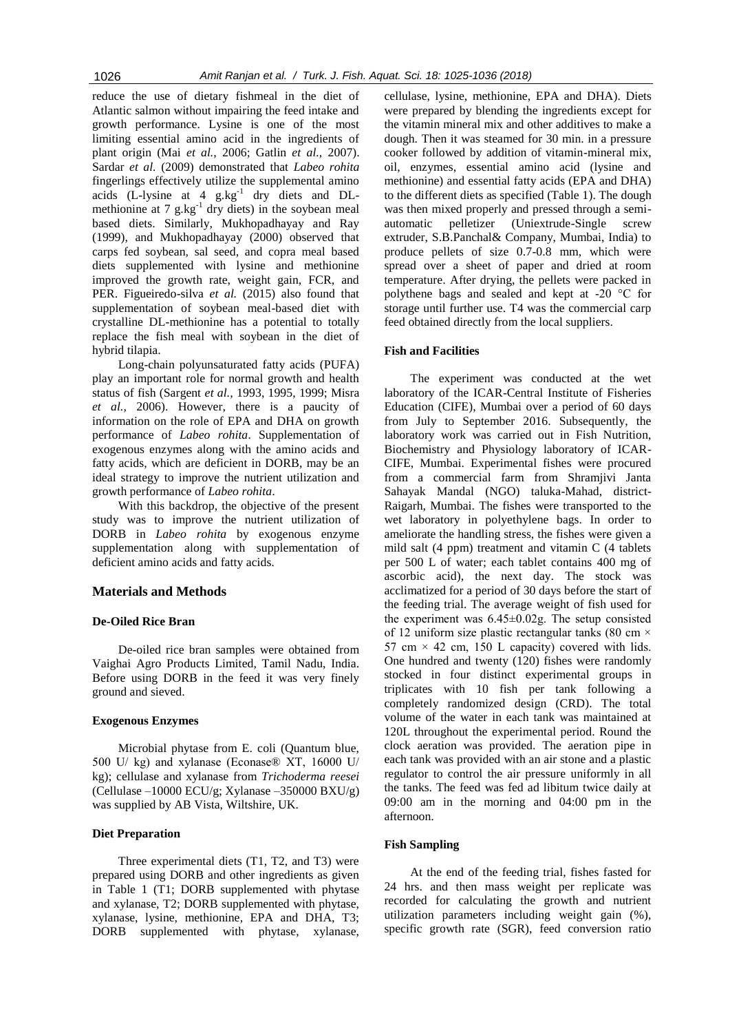reduce the use of dietary fishmeal in the diet of Atlantic salmon without impairing the feed intake and growth performance. Lysine is one of the most limiting essential amino acid in the ingredients of plant origin (Mai *et al.,* 2006; Gatlin *et al.,* 2007). Sardar *et al.* (2009) demonstrated that *Labeo rohita* fingerlings effectively utilize the supplemental amino acids (L-lysine at 4 $g.kg^{-1}$ dry diets and DL-methionine at 7 $g.kg^{-1}$ dry diets) in the soybean meal based diets. Similarly, Mukhopadhayay and Ray (1999), and Mukhopadhayay (2000) observed that carps fed soybean, sal seed, and copra meal based diets supplemented with lysine and methionine improved the growth rate, weight gain, FCR, and PER. Figueiredo-silva *et al.* (2015) also found that supplementation of soybean meal-based diet with crystalline DL-methionine has a potential to totally replace the fish meal with soybean in the diet of hybrid tilapia.

Long-chain polyunsaturated fatty acids (PUFA) play an important role for normal growth and health status of fish (Sargent *et al.,* 1993, 1995, 1999; Misra *et al.,* 2006). However, there is a paucity of information on the role of EPA and DHA on growth performance of *Labeo rohita*. Supplementation of exogenous enzymes along with the amino acids and fatty acids, which are deficient in DORB, may be an ideal strategy to improve the nutrient utilization and growth performance of *Labeo rohita*.

With this backdrop, the objective of the present study was to improve the nutrient utilization of DORB in *Labeo rohita* by exogenous enzyme supplementation along with supplementation of deficient amino acids and fatty acids.

## Materials and Methods

### De-Oiled Rice Bran

De-oiled rice bran samples were obtained from Vaighai Agro Products Limited, Tamil Nadu, India. Before using DORB in the feed it was very finely ground and sieved.

### Exogenous Enzymes

Microbial phytase from E. coli (Quantum blue, 500 U/ kg) and xylanase (Econase® XT, 16000 U/ kg); cellulase and xylanase from *Trichoderma reesei* (Cellulase –10000 ECU/g; Xylanase –350000 BXU/g) was supplied by AB Vista, Wiltshire, UK.

### Diet Preparation

Three experimental diets (T1, T2, and T3) were prepared using DORB and other ingredients as given in Table 1 (T1; DORB supplemented with phytase and xylanase, T2; DORB supplemented with phytase, xylanase, lysine, methionine, EPA and DHA, T3; DORB supplemented with phytase, xylanase, cellulase, lysine, methionine, EPA and DHA). Diets were prepared by blending the ingredients except for the vitamin mineral mix and other additives to make a dough. Then it was steamed for 30 min. in a pressure cooker followed by addition of vitamin-mineral mix, oil, enzymes, essential amino acid (lysine and methionine) and essential fatty acids (EPA and DHA) to the different diets as specified (Table 1). The dough was then mixed properly and pressed through a semi-automatic pelletizer (Uniextrude-Single screw extruder, S.B.Panchal& Company, Mumbai, India) to produce pellets of size 0.7-0.8 mm, which were spread over a sheet of paper and dried at room temperature. After drying, the pellets were packed in polythene bags and sealed and kept at -20 °C for storage until further use. T4 was the commercial carp feed obtained directly from the local suppliers.

### Fish and Facilities

The experiment was conducted at the wet laboratory of the ICAR-Central Institute of Fisheries Education (CIFE), Mumbai over a period of 60 days from July to September 2016. Subsequently, the laboratory work was carried out in Fish Nutrition, Biochemistry and Physiology laboratory of ICAR-CIFE, Mumbai. Experimental fishes were procured from a commercial farm from Shramjivi Janta Sahayak Mandal (NGO) taluka-Mahad, district-Raigarh, Mumbai. The fishes were transported to the wet laboratory in polyethylene bags. In order to ameliorate the handling stress, the fishes were given a mild salt (4 ppm) treatment and vitamin C (4 tablets per 500 L of water; each tablet contains 400 mg of ascorbic acid), the next day. The stock was acclimatized for a period of 30 days before the start of the feeding trial. The average weight of fish used for the experiment was 6.45±0.02g. The setup consisted of 12 uniform size plastic rectangular tanks (80 cm × 57 cm × 42 cm, 150 L capacity) covered with lids. One hundred and twenty (120) fishes were randomly stocked in four distinct experimental groups in triplicates with 10 fish per tank following a completely randomized design (CRD). The total volume of the water in each tank was maintained at 120L throughout the experimental period. Round the clock aeration was provided. The aeration pipe in each tank was provided with an air stone and a plastic regulator to control the air pressure uniformly in all the tanks. The feed was fed ad libitum twice daily at 09:00 am in the morning and 04:00 pm in the afternoon.

### Fish Sampling

At the end of the feeding trial, fishes fasted for 24 hrs. and then mass weight per replicate was recorded for calculating the growth and nutrient utilization parameters including weight gain (%), specific growth rate (SGR), feed conversion ratio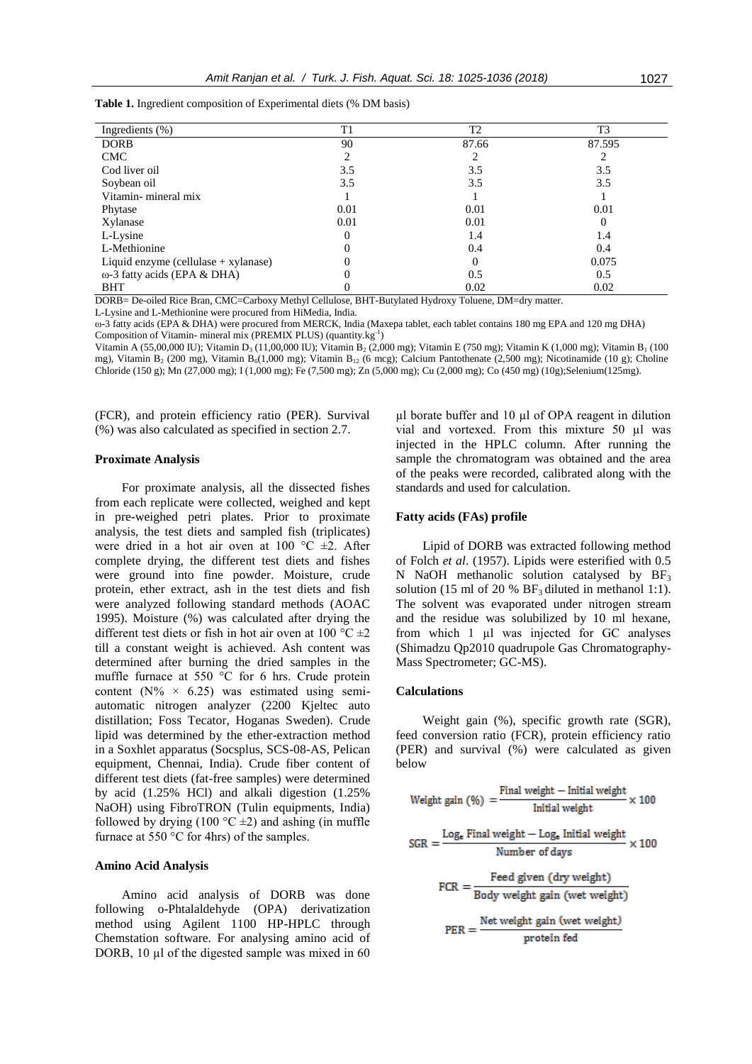**Table 1.** Ingredient composition of Experimental diets (% DM basis)

| Ingredients (%) | T1 | T2 | T3 |
|---|---|---|---|
| DORB | 90 | 87.66 | 87.595 |
| CMC | 2 | 2 | 2 |
| Cod liver oil | 3.5 | 3.5 | 3.5 |
| Soybean oil | 3.5 | 3.5 | 3.5 |
| Vitamin- mineral mix | 1 | 1 | 1 |
| Phytase | 0.01 | 0.01 | 0.01 |
| Xylanase | 0.01 | 0.01 | 0 |
| L-Lysine | 0 | 1.4 | 1.4 |
| L-Methionine | 0 | 0.4 | 0.4 |
| Liquid enzyme (cellulase + xylanase) | 0 | 0 | 0.075 |
| ω-3 fatty acids (EPA & DHA) | 0 | 0.5 | 0.5 |
| BHT | 0 | 0.02 | 0.02 |

DORB= De-oiled Rice Bran, CMC=Carboxy Methyl Cellulose, BHT-Butylated Hydroxy Toluene, DM=dry matter.

L-Lysine and L-Methionine were procured from HiMedia, India.

ω-3 fatty acids (EPA & DHA) were procured from MERCK, India (Maxepa tablet, each tablet contains 180 mg EPA and 120 mg DHA)

Composition of Vitamin- mineral mix (PREMIX PLUS) (quantity.kg$^{-1}$)

Vitamin A (55,00,000 IU); Vitamin $D_3$ (11,00,000 IU); Vitamin $B_2$ (2,000 mg); Vitamin E (750 mg); Vitamin K (1,000 mg); Vitamin $B_1$ (100 mg), Vitamin $B_2$ (200 mg), Vitamin $B_6$(1,000 mg); Vitamin $B_{12}$ (6 mcg); Calcium Pantothenate (2,500 mg); Nicotinamide (10 g); Choline Chloride (150 g); Mn (27,000 mg); I (1,000 mg); Fe (7,500 mg); Zn (5,000 mg); Cu (2,000 mg); Co (450 mg) (10g);Selenium(125mg).

(FCR), and protein efficiency ratio (PER). Survival (%) was also calculated as specified in section 2.7.

### Proximate Analysis

For proximate analysis, all the dissected fishes from each replicate were collected, weighed and kept in pre-weighed petri plates. Prior to proximate analysis, the test diets and sampled fish (triplicates) were dried in a hot air oven at 100 °C ±2. After complete drying, the different test diets and fishes were ground into fine powder. Moisture, crude protein, ether extract, ash in the test diets and fish were analyzed following standard methods (AOAC 1995). Moisture (%) was calculated after drying the different test diets or fish in hot air oven at 100 °C ±2 till a constant weight is achieved. Ash content was determined after burning the dried samples in the muffle furnace at 550 °C for 6 hrs. Crude protein content (N% × 6.25) was estimated using semi-automatic nitrogen analyzer (2200 Kjeltec auto distillation; Foss Tecator, Hoganas Sweden). Crude lipid was determined by the ether-extraction method in a Soxhlet apparatus (Socsplus, SCS-08-AS, Pelican equipment, Chennai, India). Crude fiber content of different test diets (fat-free samples) were determined by acid (1.25% HCl) and alkali digestion (1.25% NaOH) using FibroTRON (Tulin equipments, India) followed by drying (100 °C ±2) and ashing (in muffle furnace at 550 °C for 4hrs) of the samples.

### Amino Acid Analysis

Amino acid analysis of DORB was done following o-Phtalaldehyde (OPA) derivatization method using Agilent 1100 HP-HPLC through Chemstation software. For analysing amino acid of DORB, 10 µl of the digested sample was mixed in 60 µl borate buffer and 10 µl of OPA reagent in dilution vial and vortexed. From this mixture 50 µl was injected in the HPLC column. After running the sample the chromatogram was obtained and the area of the peaks were recorded, calibrated along with the standards and used for calculation.

### Fatty acids (FAs) profile

Lipid of DORB was extracted following method of Folch *et al*. (1957). Lipids were esterified with 0.5 N NaOH methanolic solution catalysed by $BF_3$ solution (15 ml of 20 % $BF_3$ diluted in methanol 1:1). The solvent was evaporated under nitrogen stream and the residue was solubilized by 10 ml hexane, from which 1 µl was injected for GC analyses (Shimadzu Qp2010 quadrupole Gas Chromatography-Mass Spectrometer; GC-MS).

### Calculations

Weight gain (%), specific growth rate (SGR), feed conversion ratio (FCR), protein efficiency ratio (PER) and survival (%) were calculated as given below

$$\text{Weight gain (\%)} = \frac{\text{Final weight} - \text{Initial weight}}{\text{Initial weight}} \times 100$$

$$\text{SGR} = \frac{\text{Log}_e\ \text{Final weight} - \text{Log}_e\ \text{Initial weight}}{\text{Number of days}} \times 100$$

$$\text{FCR} = \frac{\text{Feed given (dry weight)}}{\text{Body weight gain (wet weight)}}$$

$$\text{PER} = \frac{\text{Net weight gain (wet weight)}}{\text{protein fed}}$$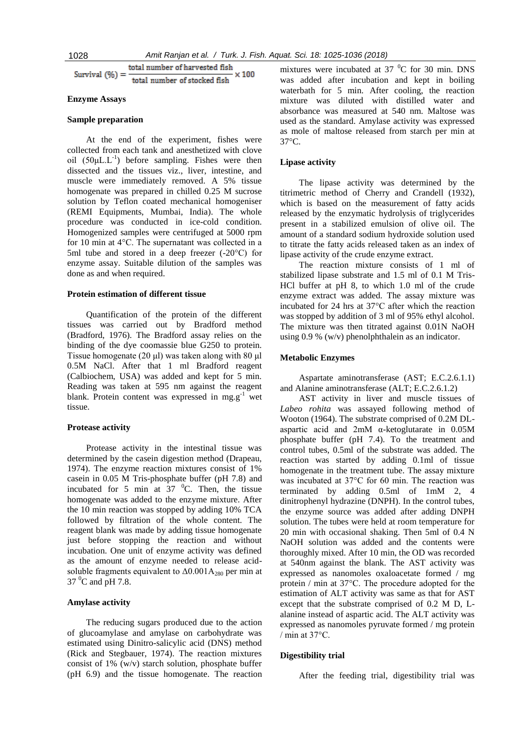$$\text{Survival (\%)} = \frac{\text{total number of harvested fish}}{\text{total number of stocked fish}} \times 100$$

### Enzyme Assays

#### Sample preparation

At the end of the experiment, fishes were collected from each tank and anesthetized with clove oil ($50\mu L.L^{-1}$) before sampling. Fishes were then dissected and the tissues viz., liver, intestine, and muscle were immediately removed. A 5% tissue homogenate was prepared in chilled 0.25 M sucrose solution by Teflon coated mechanical homogeniser (REMI Equipments, Mumbai, India). The whole procedure was conducted in ice-cold condition. Homogenized samples were centrifuged at 5000 rpm for 10 min at 4°C. The supernatant was collected in a 5ml tube and stored in a deep freezer (-20°C) for enzyme assay. Suitable dilution of the samples was done as and when required.

#### Protein estimation of different tissue

Quantification of the protein of the different tissues was carried out by Bradford method (Bradford, 1976). The Bradford assay relies on the binding of the dye coomassie blue G250 to protein. Tissue homogenate (20 μl) was taken along with 80 μl 0.5M NaCl. After that 1 ml Bradford reagent (Calbiochem, USA) was added and kept for 5 min. Reading was taken at 595 nm against the reagent blank. Protein content was expressed in $mg.g^{-1}$ wet tissue.

#### Protease activity

Protease activity in the intestinal tissue was determined by the casein digestion method (Drapeau, 1974). The enzyme reaction mixtures consist of 1% casein in 0.05 M Tris-phosphate buffer (pH 7.8) and incubated for 5 min at 37 $^0$C. Then, the tissue homogenate was added to the enzyme mixture. After the 10 min reaction was stopped by adding 10% TCA followed by filtration of the whole content. The reagent blank was made by adding tissue homogenate just before stopping the reaction and without incubation. One unit of enzyme activity was defined as the amount of enzyme needed to release acid-soluble fragments equivalent to $\Delta 0.001 A_{280}$ per min at 37 $^0$C and pH 7.8.

#### Amylase activity

The reducing sugars produced due to the action of glucoamylase and amylase on carbohydrate was estimated using Dinitro-salicylic acid (DNS) method (Rick and Stegbauer, 1974). The reaction mixtures consist of 1% (w/v) starch solution, phosphate buffer (pH 6.9) and the tissue homogenate. The reaction mixtures were incubated at 37 $^0$C for 30 min. DNS was added after incubation and kept in boiling waterbath for 5 min. After cooling, the reaction mixture was diluted with distilled water and absorbance was measured at 540 nm. Maltose was used as the standard. Amylase activity was expressed as mole of maltose released from starch per min at 37°C.

#### Lipase activity

The lipase activity was determined by the titrimetric method of Cherry and Crandell (1932), which is based on the measurement of fatty acids released by the enzymatic hydrolysis of triglycerides present in a stabilized emulsion of olive oil. The amount of a standard sodium hydroxide solution used to titrate the fatty acids released taken as an index of lipase activity of the crude enzyme extract.

The reaction mixture consists of 1 ml of stabilized lipase substrate and 1.5 ml of 0.1 M Tris-HCl buffer at pH 8, to which 1.0 ml of the crude enzyme extract was added. The assay mixture was incubated for 24 hrs at 37°C after which the reaction was stopped by addition of 3 ml of 95% ethyl alcohol. The mixture was then titrated against 0.01N NaOH using 0.9 % (w/v) phenolphthalein as an indicator.

#### Metabolic Enzymes

Aspartate aminotransferase (AST; E.C.2.6.1.1) and Alanine aminotransferase (ALT; E.C.2.6.1.2)

AST activity in liver and muscle tissues of *Labeo rohita* was assayed following method of Wooton (1964). The substrate comprised of 0.2M DL-aspartic acid and 2mM α-ketoglutarate in 0.05M phosphate buffer (pH 7.4). To the treatment and control tubes, 0.5ml of the substrate was added. The reaction was started by adding 0.1ml of tissue homogenate in the treatment tube. The assay mixture was incubated at 37°C for 60 min. The reaction was terminated by adding 0.5ml of 1mM 2, 4 dinitrophenyl hydrazine (DNPH). In the control tubes, the enzyme source was added after adding DNPH solution. The tubes were held at room temperature for 20 min with occasional shaking. Then 5ml of 0.4 N NaOH solution was added and the contents were thoroughly mixed. After 10 min, the OD was recorded at 540nm against the blank. The AST activity was expressed as nanomoles oxaloacetate formed / mg protein / min at 37°C. The procedure adopted for the estimation of ALT activity was same as that for AST except that the substrate comprised of 0.2 M D, L-alanine instead of aspartic acid. The ALT activity was expressed as nanomoles pyruvate formed / mg protein / min at 37°C.

#### Digestibility trial

After the feeding trial, digestibility trial was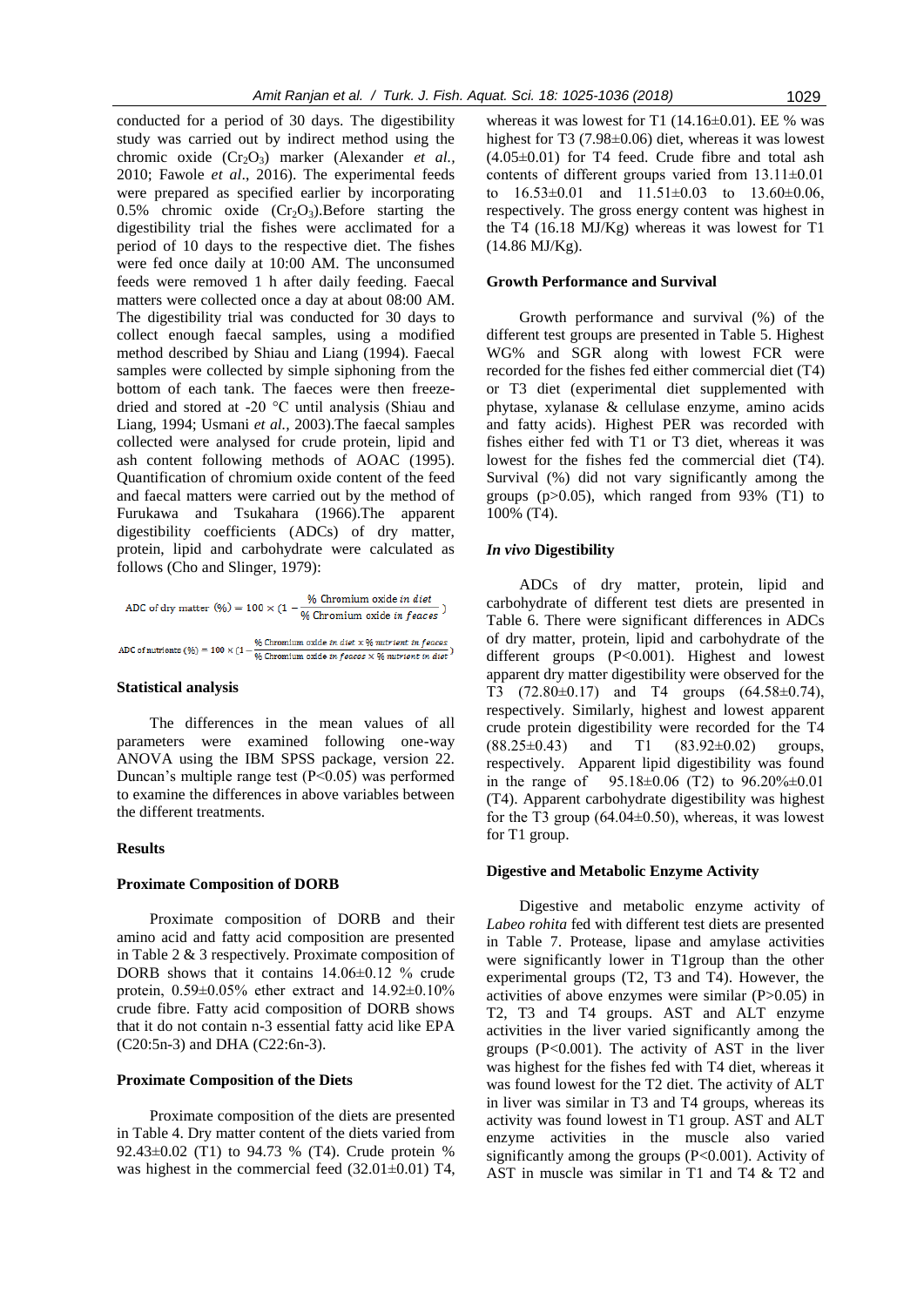conducted for a period of 30 days. The digestibility study was carried out by indirect method using the chromic oxide ($Cr_2O_3$) marker (Alexander *et al.*, 2010; Fawole *et al*., 2016). The experimental feeds were prepared as specified earlier by incorporating 0.5% chromic oxide ($Cr_2O_3$).Before starting the digestibility trial the fishes were acclimated for a period of 10 days to the respective diet. The fishes were fed once daily at 10:00 AM. The unconsumed feeds were removed 1 h after daily feeding. Faecal matters were collected once a day at about 08:00 AM. The digestibility trial was conducted for 30 days to collect enough faecal samples, using a modified method described by Shiau and Liang (1994). Faecal samples were collected by simple siphoning from the bottom of each tank. The faeces were then freeze-dried and stored at -20 °C until analysis (Shiau and Liang, 1994; Usmani *et al.,* 2003).The faecal samples collected were analysed for crude protein, lipid and ash content following methods of AOAC (1995). Quantification of chromium oxide content of the feed and faecal matters were carried out by the method of Furukawa and Tsukahara (1966).The apparent digestibility coefficients (ADCs) of dry matter, protein, lipid and carbohydrate were calculated as follows (Cho and Slinger, 1979):

$$\text{ADC of dry matter } (\%) = 100 \times \left(1 - \frac{\%\text{ Chromium oxide } \textit{in diet}}{\%\text{ Chromium oxide } \textit{in feaces}}\right)$$

$$\text{ADC of nutrients } (\%) = 100 \times \left(1 - \frac{\%\text{ Chromium oxide } \textit{in diet} \times \%\textit{ nutrient in feaces}}{\%\text{ Chromium oxide } \textit{in feaces} \times \%\textit{ nutrient in diet}}\right)$$

### Statistical analysis

The differences in the mean values of all parameters were examined following one-way ANOVA using the IBM SPSS package, version 22. Duncan's multiple range test ($P<0.05$) was performed to examine the differences in above variables between the different treatments.

## Results

### Proximate Composition of DORB

Proximate composition of DORB and their amino acid and fatty acid composition are presented in Table 2 & 3 respectively. Proximate composition of DORB shows that it contains 14.06±0.12 % crude protein, 0.59±0.05% ether extract and 14.92±0.10% crude fibre. Fatty acid composition of DORB shows that it do not contain n-3 essential fatty acid like EPA (C20:5n-3) and DHA (C22:6n-3).

### Proximate Composition of the Diets

Proximate composition of the diets are presented in Table 4. Dry matter content of the diets varied from 92.43±0.02 (T1) to 94.73 % (T4). Crude protein % was highest in the commercial feed (32.01±0.01) T4, whereas it was lowest for T1 (14.16±0.01). EE % was highest for T3 (7.98±0.06) diet, whereas it was lowest (4.05±0.01) for T4 feed. Crude fibre and total ash contents of different groups varied from 13.11±0.01 to 16.53±0.01 and 11.51±0.03 to 13.60±0.06, respectively. The gross energy content was highest in the T4 (16.18 MJ/Kg) whereas it was lowest for T1 (14.86 MJ/Kg).

### Growth Performance and Survival

Growth performance and survival (%) of the different test groups are presented in Table 5. Highest WG% and SGR along with lowest FCR were recorded for the fishes fed either commercial diet (T4) or T3 diet (experimental diet supplemented with phytase, xylanase & cellulase enzyme, amino acids and fatty acids). Highest PER was recorded with fishes either fed with T1 or T3 diet, whereas it was lowest for the fishes fed the commercial diet (T4). Survival (%) did not vary significantly among the groups ($p>0.05$), which ranged from 93% (T1) to 100% (T4).

### *In vivo* Digestibility

ADCs of dry matter, protein, lipid and carbohydrate of different test diets are presented in Table 6. There were significant differences in ADCs of dry matter, protein, lipid and carbohydrate of the different groups ($P<0.001$). Highest and lowest apparent dry matter digestibility were observed for the T3 (72.80±0.17) and T4 groups (64.58±0.74), respectively. Similarly, highest and lowest apparent crude protein digestibility were recorded for the T4 (88.25±0.43) and T1 (83.92±0.02) groups, respectively. Apparent lipid digestibility was found in the range of 95.18±0.06 (T2) to 96.20%±0.01 (T4). Apparent carbohydrate digestibility was highest for the T3 group (64.04±0.50), whereas, it was lowest for T1 group.

### Digestive and Metabolic Enzyme Activity

Digestive and metabolic enzyme activity of *Labeo rohita* fed with different test diets are presented in Table 7. Protease, lipase and amylase activities were significantly lower in T1group than the other experimental groups (T2, T3 and T4). However, the activities of above enzymes were similar ($P>0.05$) in T2, T3 and T4 groups. AST and ALT enzyme activities in the liver varied significantly among the groups ($P<0.001$). The activity of AST in the liver was highest for the fishes fed with T4 diet, whereas it was found lowest for the T2 diet. The activity of ALT in liver was similar in T3 and T4 groups, whereas its activity was found lowest in T1 group. AST and ALT enzyme activities in the muscle also varied significantly among the groups ($P<0.001$). Activity of AST in muscle was similar in T1 and T4 & T2 and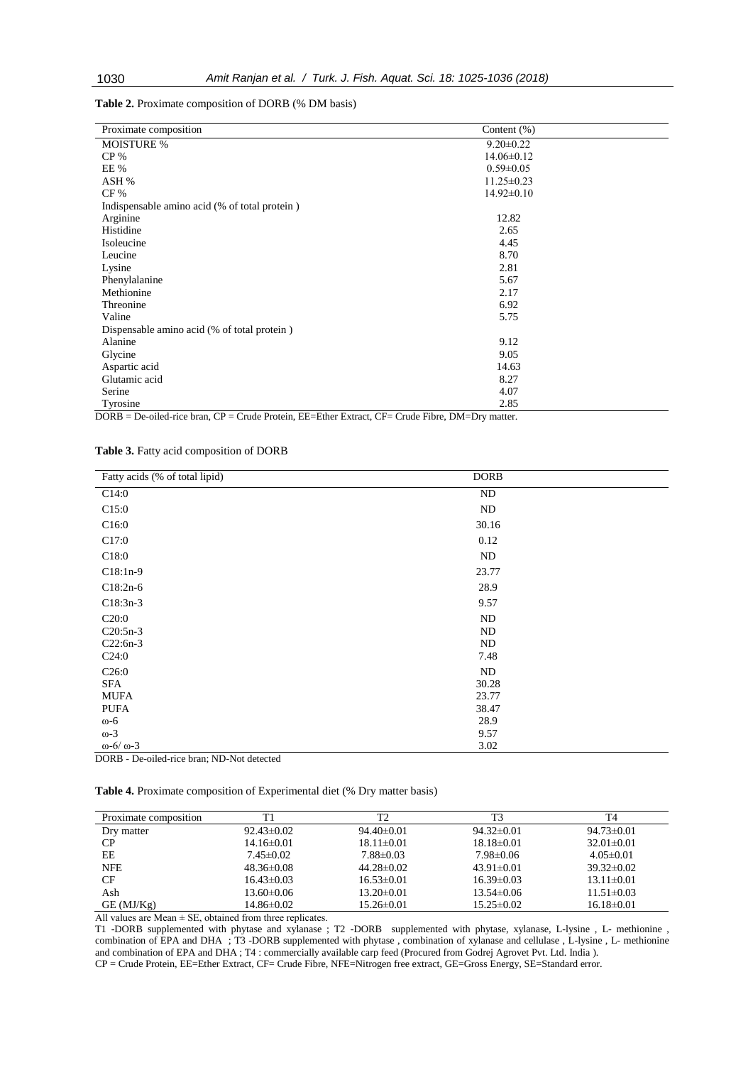**Table 2.** Proximate composition of DORB (% DM basis)

| Proximate composition | Content (%) |
|---|---|
| MOISTURE % | 9.20±0.22 |
| CP % | 14.06±0.12 |
| EE % | 0.59±0.05 |
| ASH % | 11.25±0.23 |
| CF % | 14.92±0.10 |
| Indispensable amino acid (% of total protein ) | |
| Arginine | 12.82 |
| Histidine | 2.65 |
| Isoleucine | 4.45 |
| Leucine | 8.70 |
| Lysine | 2.81 |
| Phenylalanine | 5.67 |
| Methionine | 2.17 |
| Threonine | 6.92 |
| Valine | 5.75 |
| Dispensable amino acid (% of total protein ) | |
| Alanine | 9.12 |
| Glycine | 9.05 |
| Aspartic acid | 14.63 |
| Glutamic acid | 8.27 |
| Serine | 4.07 |
| Tyrosine | 2.85 |

DORB = De-oiled-rice bran, CP = Crude Protein, EE=Ether Extract, CF= Crude Fibre, DM=Dry matter.

**Table 3.** Fatty acid composition of DORB

| Fatty acids (% of total lipid) | DORB |
|---|---|
| C14:0 | ND |
| C15:0 | ND |
| C16:0 | 30.16 |
| C17:0 | 0.12 |
| C18:0 | ND |
| C18:1n-9 | 23.77 |
| C18:2n-6 | 28.9 |
| C18:3n-3 | 9.57 |
| C20:0 | ND |
| C20:5n-3 | ND |
| C22:6n-3 | ND |
| C24:0 | 7.48 |
| C26:0 | ND |
| SFA | 30.28 |
| MUFA | 23.77 |
| PUFA | 38.47 |
| ω-6 | 28.9 |
| ω-3 | 9.57 |
| ω-6/ ω-3 | 3.02 |

DORB - De-oiled-rice bran; ND-Not detected

**Table 4.** Proximate composition of Experimental diet (% Dry matter basis)

| Proximate composition | T1 | T2 | T3 | T4 |
|---|---|---|---|---|
| Dry matter | 92.43±0.02 | 94.40±0.01 | 94.32±0.01 | 94.73±0.01 |
| CP | 14.16±0.01 | 18.11±0.01 | 18.18±0.01 | 32.01±0.01 |
| EE | 7.45±0.02 | 7.88±0.03 | 7.98±0.06 | 4.05±0.01 |
| NFE | 48.36±0.08 | 44.28±0.02 | 43.91±0.01 | 39.32±0.02 |
| CF | 16.43±0.03 | 16.53±0.01 | 16.39±0.03 | 13.11±0.01 |
| Ash | 13.60±0.06 | 13.20±0.01 | 13.54±0.06 | 11.51±0.03 |
| GE (MJ/Kg) | 14.86±0.02 | 15.26±0.01 | 15.25±0.02 | 16.18±0.01 |

All values are Mean ± SE, obtained from three replicates.

T1 -DORB supplemented with phytase and xylanase ; T2 -DORB supplemented with phytase, xylanase, L-lysine , L- methionine , combination of EPA and DHA ; T3 -DORB supplemented with phytase , combination of xylanase and cellulase , L-lysine , L- methionine and combination of EPA and DHA ; T4 : commercially available carp feed (Procured from Godrej Agrovet Pvt. Ltd. India ).

CP = Crude Protein, EE=Ether Extract, CF= Crude Fibre, NFE=Nitrogen free extract, GE=Gross Energy, SE=Standard error.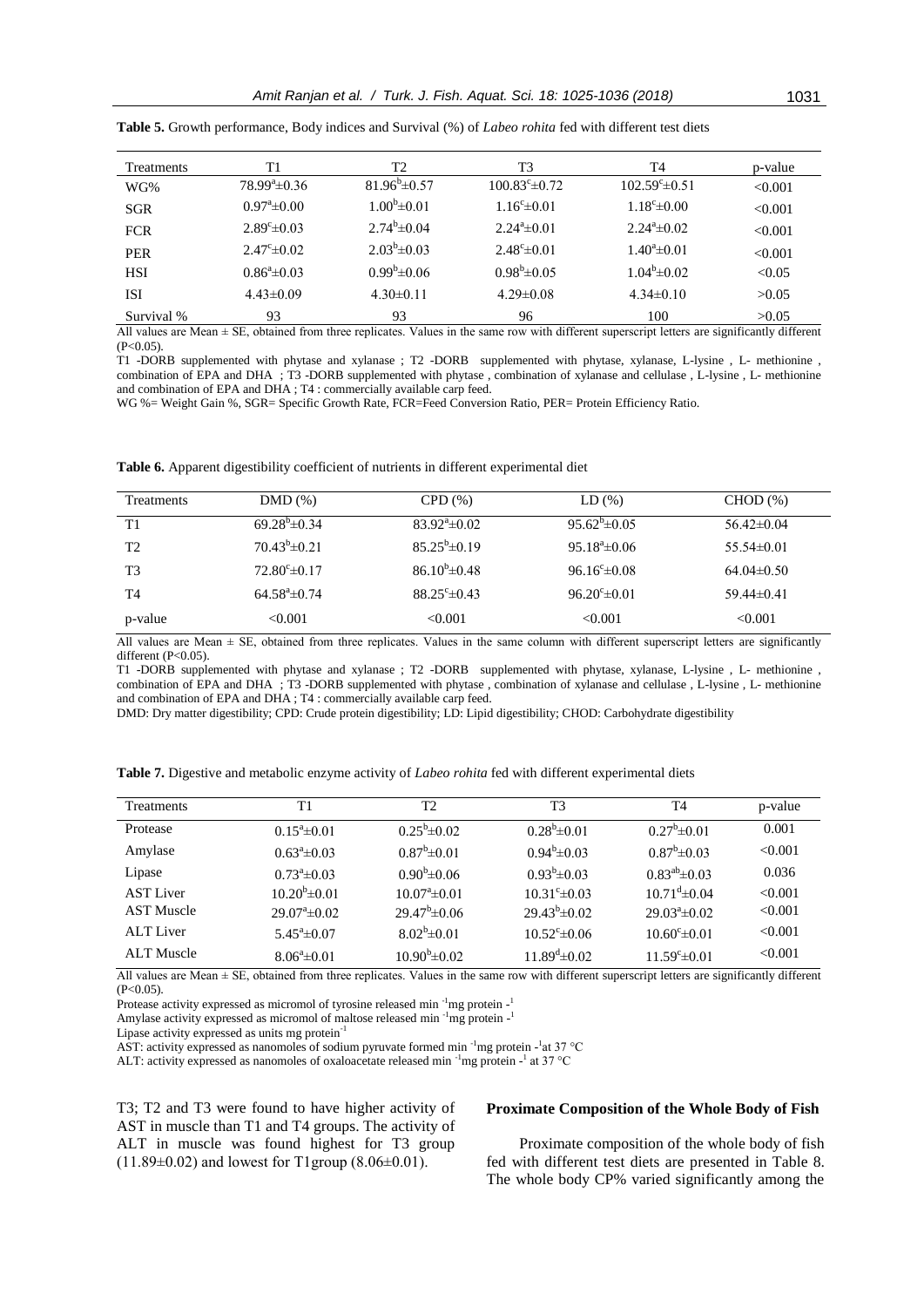**Table 5.** Growth performance, Body indices and Survival (%) of *Labeo rohita* fed with different test diets

| Treatments | T1 | T2 | T3 | T4 | p-value |
|---|---|---|---|---|---|
| WG% | $78.99^{a}$±0.36 | $81.96^{b}$±0.57 | $100.83^{c}$±0.72 | $102.59^{c}$±0.51 | <0.001 |
| SGR | $0.97^{a}$±0.00 | $1.00^{b}$±0.01 | $1.16^{c}$±0.01 | $1.18^{c}$±0.00 | <0.001 |
| FCR | $2.89^{c}$±0.03 | $2.74^{b}$±0.04 | $2.24^{a}$±0.01 | $2.24^{a}$±0.02 | <0.001 |
| PER | $2.47^{c}$±0.02 | $2.03^{b}$±0.03 | $2.48^{c}$±0.01 | $1.40^{a}$±0.01 | <0.001 |
| HSI | $0.86^{a}$±0.03 | $0.99^{b}$±0.06 | $0.98^{b}$±0.05 | $1.04^{b}$±0.02 | <0.05 |
| ISI | 4.43±0.09 | 4.30±0.11 | 4.29±0.08 | 4.34±0.10 | >0.05 |
| Survival % | 93 | 93 | 96 | 100 | >0.05 |

All values are Mean ± SE, obtained from three replicates. Values in the same row with different superscript letters are significantly different (P<0.05).

T1 -DORB supplemented with phytase and xylanase ; T2 -DORB supplemented with phytase, xylanase, L-lysine , L- methionine , combination of EPA and DHA ; T3 -DORB supplemented with phytase , combination of xylanase and cellulase , L-lysine , L- methionine and combination of EPA and DHA ; T4 : commercially available carp feed.

WG %= Weight Gain %, SGR= Specific Growth Rate, FCR=Feed Conversion Ratio, PER= Protein Efficiency Ratio.

**Table 6.** Apparent digestibility coefficient of nutrients in different experimental diet

| Treatments | DMD (%) | CPD (%) | LD (%) | CHOD (%) |
|---|---|---|---|---|
| T1 | $69.28^{b}$±0.34 | $83.92^{a}$±0.02 | $95.62^{b}$±0.05 | 56.42±0.04 |
| T2 | $70.43^{b}$±0.21 | $85.25^{b}$±0.19 | $95.18^{a}$±0.06 | 55.54±0.01 |
| T3 | $72.80^{c}$±0.17 | $86.10^{b}$±0.48 | $96.16^{c}$±0.08 | 64.04±0.50 |
| T4 | $64.58^{a}$±0.74 | $88.25^{c}$±0.43 | $96.20^{c}$±0.01 | 59.44±0.41 |
| p-value | <0.001 | <0.001 | <0.001 | <0.001 |

All values are Mean ± SE, obtained from three replicates. Values in the same column with different superscript letters are significantly different (P<0.05).

T1 -DORB supplemented with phytase and xylanase ; T2 -DORB supplemented with phytase, xylanase, L-lysine , L- methionine , combination of EPA and DHA ; T3 -DORB supplemented with phytase , combination of xylanase and cellulase , L-lysine , L- methionine and combination of EPA and DHA ; T4 : commercially available carp feed.

DMD: Dry matter digestibility; CPD: Crude protein digestibility; LD: Lipid digestibility; CHOD: Carbohydrate digestibility

**Table 7.** Digestive and metabolic enzyme activity of *Labeo rohita* fed with different experimental diets

| Treatments | T1 | T2 | T3 | T4 | p-value |
|---|---|---|---|---|---|
| Protease | $0.15^{a}$±0.01 | $0.25^{b}$±0.02 | $0.28^{b}$±0.01 | $0.27^{b}$±0.01 | 0.001 |
| Amylase | $0.63^{a}$±0.03 | $0.87^{b}$±0.01 | $0.94^{b}$±0.03 | $0.87^{b}$±0.03 | <0.001 |
| Lipase | $0.73^{a}$±0.03 | $0.90^{b}$±0.06 | $0.93^{b}$±0.03 | $0.83^{ab}$±0.03 | 0.036 |
| AST Liver | $10.20^{b}$±0.01 | $10.07^{a}$±0.01 | $10.31^{c}$±0.03 | $10.71^{d}$±0.04 | <0.001 |
| AST Muscle | $29.07^{a}$±0.02 | $29.47^{b}$±0.06 | $29.43^{b}$±0.02 | $29.03^{a}$±0.02 | <0.001 |
| ALT Liver | $5.45^{a}$±0.07 | $8.02^{b}$±0.01 | $10.52^{c}$±0.06 | $10.60^{c}$±0.01 | <0.001 |
| ALT Muscle | $8.06^{a}$±0.01 | $10.90^{b}$±0.02 | $11.89^{d}$±0.02 | $11.59^{c}$±0.01 | <0.001 |

All values are Mean ± SE, obtained from three replicates. Values in the same row with different superscript letters are significantly different (P<0.05).

Protease activity expressed as micromol of tyrosine released $min^{-1}$mg $protein^{-1}$

Amylase activity expressed as micromol of maltose released $min^{-1}$mg $protein^{-1}$

Lipase activity expressed as units mg $protein^{-1}$

AST: activity expressed as nanomoles of sodium pyruvate formed $min^{-1}$mg $protein^{-1}$at 37 °C

ALT: activity expressed as nanomoles of oxaloacetate released $min^{-1}$mg $protein^{-1}$ at 37 °C

T3; T2 and T3 were found to have higher activity of AST in muscle than T1 and T4 groups. The activity of ALT in muscle was found highest for T3 group (11.89±0.02) and lowest for T1group (8.06±0.01).

### Proximate Composition of the Whole Body of Fish

Proximate composition of the whole body of fish fed with different test diets are presented in Table 8. The whole body CP% varied significantly among the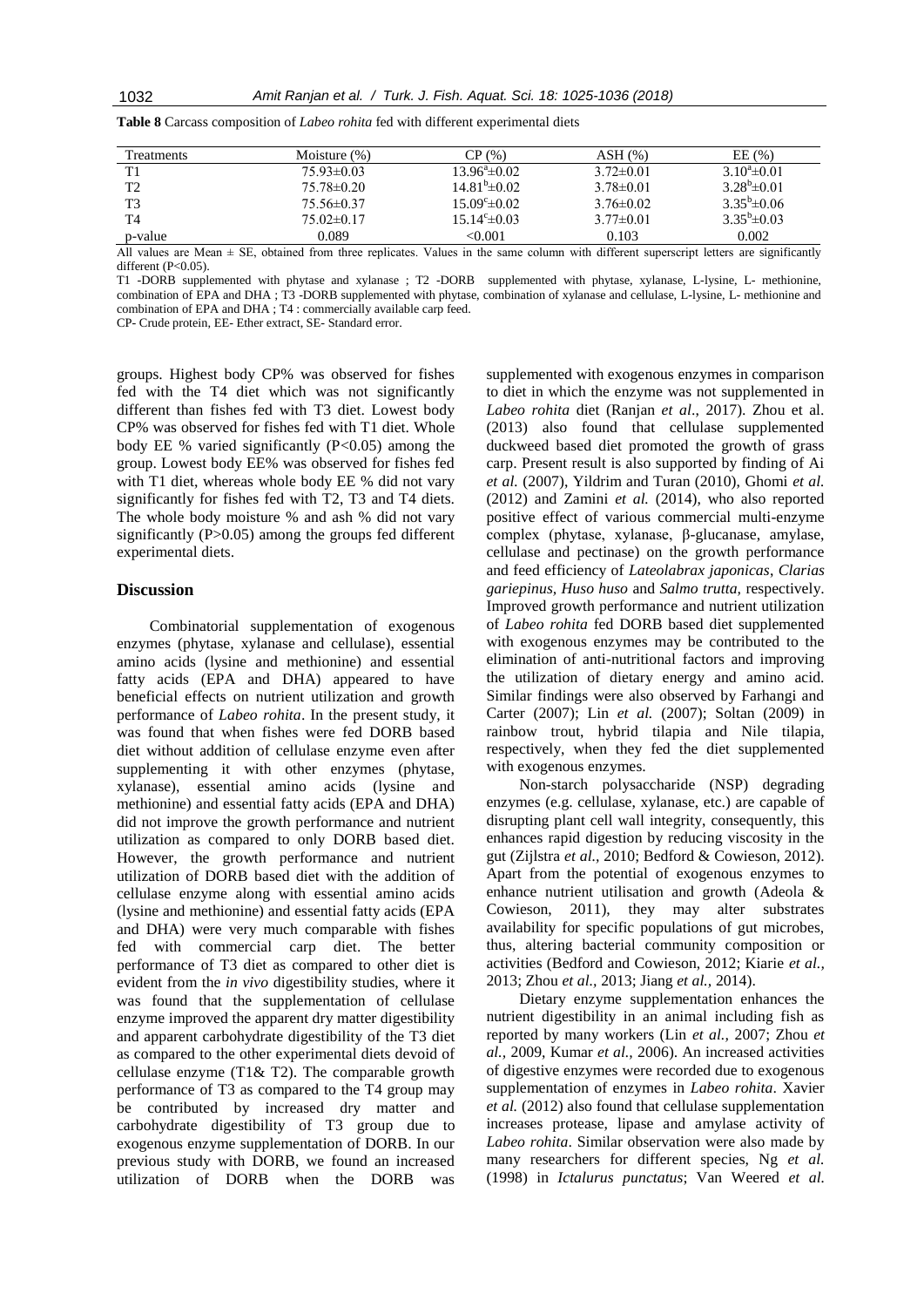**Table 8** Carcass composition of *Labeo rohita* fed with different experimental diets

| Treatments | Moisture (%) | CP (%) | ASH (%) | EE (%) |
|---|---|---|---|---|
| T1 | 75.93±0.03 | $13.96^{a}$±0.02 | 3.72±0.01 | $3.10^{a}$±0.01 |
| T2 | 75.78±0.20 | $14.81^{b}$±0.02 | 3.78±0.01 | $3.28^{b}$±0.01 |
| T3 | 75.56±0.37 | $15.09^{c}$±0.02 | 3.76±0.02 | $3.35^{b}$±0.06 |
| T4 | 75.02±0.17 | $15.14^{c}$±0.03 | 3.77±0.01 | $3.35^{b}$±0.03 |
| p-value | 0.089 | <0.001 | 0.103 | 0.002 |

All values are Mean ± SE, obtained from three replicates. Values in the same column with different superscript letters are significantly different (P<0.05).

T1 -DORB supplemented with phytase and xylanase ; T2 -DORB supplemented with phytase, xylanase, L-lysine, L- methionine, combination of EPA and DHA ; T3 -DORB supplemented with phytase, combination of xylanase and cellulase, L-lysine, L- methionine and combination of EPA and DHA ; T4 : commercially available carp feed.

CP- Crude protein, EE- Ether extract, SE- Standard error.

groups. Highest body CP% was observed for fishes fed with the T4 diet which was not significantly different than fishes fed with T3 diet. Lowest body CP% was observed for fishes fed with T1 diet. Whole body EE % varied significantly (P<0.05) among the group. Lowest body EE% was observed for fishes fed with T1 diet, whereas whole body EE % did not vary significantly for fishes fed with T2, T3 and T4 diets. The whole body moisture % and ash % did not vary significantly (P>0.05) among the groups fed different experimental diets.

## Discussion

Combinatorial supplementation of exogenous enzymes (phytase, xylanase and cellulase), essential amino acids (lysine and methionine) and essential fatty acids (EPA and DHA) appeared to have beneficial effects on nutrient utilization and growth performance of *Labeo rohita*. In the present study, it was found that when fishes were fed DORB based diet without addition of cellulase enzyme even after supplementing it with other enzymes (phytase, xylanase), essential amino acids (lysine and methionine) and essential fatty acids (EPA and DHA) did not improve the growth performance and nutrient utilization as compared to only DORB based diet. However, the growth performance and nutrient utilization of DORB based diet with the addition of cellulase enzyme along with essential amino acids (lysine and methionine) and essential fatty acids (EPA and DHA) were very much comparable with fishes fed with commercial carp diet. The better performance of T3 diet as compared to other diet is evident from the *in vivo* digestibility studies, where it was found that the supplementation of cellulase enzyme improved the apparent dry matter digestibility and apparent carbohydrate digestibility of the T3 diet as compared to the other experimental diets devoid of cellulase enzyme (T1& T2). The comparable growth performance of T3 as compared to the T4 group may be contributed by increased dry matter and carbohydrate digestibility of T3 group due to exogenous enzyme supplementation of DORB. In our previous study with DORB, we found an increased utilization of DORB when the DORB was supplemented with exogenous enzymes in comparison to diet in which the enzyme was not supplemented in *Labeo rohita* diet (Ranjan *et al*., 2017). Zhou et al. (2013) also found that cellulase supplemented duckweed based diet promoted the growth of grass carp. Present result is also supported by finding of Ai *et al.* (2007), Yildrim and Turan (2010), Ghomi *et al.* (2012) and Zamini *et al.* (2014), who also reported positive effect of various commercial multi-enzyme complex (phytase, xylanase, β-glucanase, amylase, cellulase and pectinase) on the growth performance and feed efficiency of *Lateolabrax japonicas*, *Clarias gariepinus, Huso huso* and *Salmo trutta,* respectively. Improved growth performance and nutrient utilization of *Labeo rohita* fed DORB based diet supplemented with exogenous enzymes may be contributed to the elimination of anti-nutritional factors and improving the utilization of dietary energy and amino acid. Similar findings were also observed by Farhangi and Carter (2007); Lin *et al.* (2007); Soltan (2009) in rainbow trout, hybrid tilapia and Nile tilapia, respectively, when they fed the diet supplemented with exogenous enzymes.

Non-starch polysaccharide (NSP) degrading enzymes (e.g. cellulase, xylanase, etc.) are capable of disrupting plant cell wall integrity, consequently, this enhances rapid digestion by reducing viscosity in the gut (Zijlstra *et al.*, 2010; Bedford & Cowieson, 2012). Apart from the potential of exogenous enzymes to enhance nutrient utilisation and growth (Adeola & Cowieson, 2011), they may alter substrates availability for specific populations of gut microbes, thus, altering bacterial community composition or activities (Bedford and Cowieson, 2012; Kiarie *et al.,* 2013; Zhou *et al.*, 2013; Jiang *et al.,* 2014).

Dietary enzyme supplementation enhances the nutrient digestibility in an animal including fish as reported by many workers (Lin *et al.,* 2007; Zhou *et al.,* 2009, Kumar *et al.,* 2006). An increased activities of digestive enzymes were recorded due to exogenous supplementation of enzymes in *Labeo rohita*. Xavier *et al.* (2012) also found that cellulase supplementation increases protease, lipase and amylase activity of *Labeo rohita*. Similar observation were also made by many researchers for different species, Ng *et al.* (1998) in *Ictalurus punctatus*; Van Weered *et al.*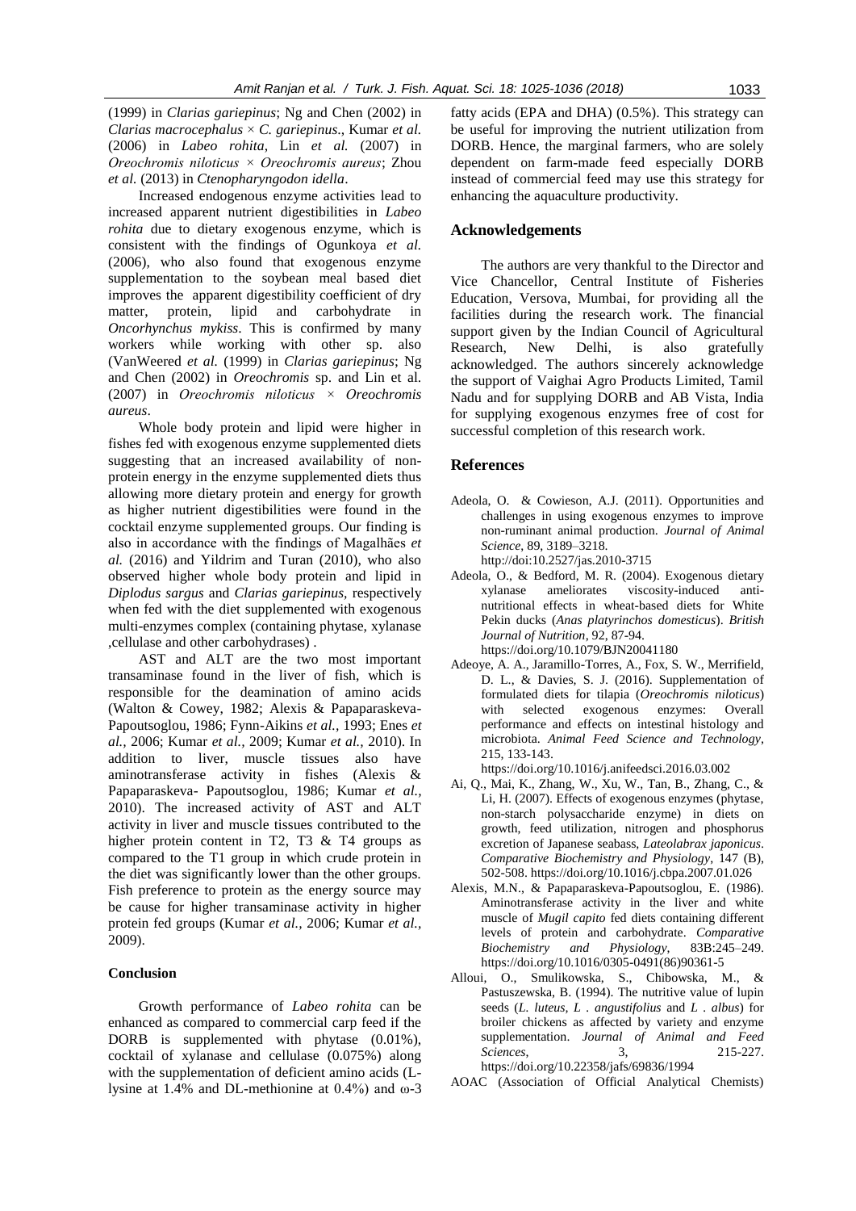(1999) in *Clarias gariepinus*; Ng and Chen (2002) in *Clarias macrocephalus* × *C. gariepinus*., Kumar *et al.* (2006) in *Labeo rohita*, Lin *et al.* (2007) in *Oreochromis niloticus* × *Oreochromis aureus*; Zhou *et al.* (2013) in *Ctenopharyngodon idella*.

Increased endogenous enzyme activities lead to increased apparent nutrient digestibilities in *Labeo rohita* due to dietary exogenous enzyme, which is consistent with the findings of Ogunkoya *et al.* (2006), who also found that exogenous enzyme supplementation to the soybean meal based diet improves the apparent digestibility coefficient of dry matter, protein, lipid and carbohydrate in *Oncorhynchus mykiss*. This is confirmed by many workers while working with other sp. also (VanWeered *et al.* (1999) in *Clarias gariepinus*; Ng and Chen (2002) in *Oreochromis* sp. and Lin et al. (2007) in *Oreochromis niloticus* × *Oreochromis aureus*.

Whole body protein and lipid were higher in fishes fed with exogenous enzyme supplemented diets suggesting that an increased availability of non-protein energy in the enzyme supplemented diets thus allowing more dietary protein and energy for growth as higher nutrient digestibilities were found in the cocktail enzyme supplemented groups. Our finding is also in accordance with the findings of Magalhães *et al.* (2016) and Yildrim and Turan (2010), who also observed higher whole body protein and lipid in *Diplodus sargus* and *Clarias gariepinus*, respectively when fed with the diet supplemented with exogenous multi-enzymes complex (containing phytase, xylanase ,cellulase and other carbohydrases) .

AST and ALT are the two most important transaminase found in the liver of fish, which is responsible for the deamination of amino acids (Walton & Cowey, 1982; Alexis & Papaparaskeva-Papoutsoglou, 1986; Fynn-Aikins *et al.*, 1993; Enes *et al.*, 2006; Kumar *et al.*, 2009; Kumar *et al.*, 2010). In addition to liver, muscle tissues also have aminotransferase activity in fishes (Alexis & Papaparaskeva- Papoutsoglou, 1986; Kumar *et al.*, 2010). The increased activity of AST and ALT activity in liver and muscle tissues contributed to the higher protein content in T2, T3 & T4 groups as compared to the T1 group in which crude protein in the diet was significantly lower than the other groups. Fish preference to protein as the energy source may be cause for higher transaminase activity in higher protein fed groups (Kumar *et al.*, 2006; Kumar *et al.*, 2009).

#### Conclusion

Growth performance of *Labeo rohita* can be enhanced as compared to commercial carp feed if the DORB is supplemented with phytase (0.01%), cocktail of xylanase and cellulase (0.075%) along with the supplementation of deficient amino acids (L-lysine at 1.4% and DL-methionine at 0.4%) and ω-3 fatty acids (EPA and DHA) (0.5%). This strategy can be useful for improving the nutrient utilization from DORB. Hence, the marginal farmers, who are solely dependent on farm-made feed especially DORB instead of commercial feed may use this strategy for enhancing the aquaculture productivity.

## Acknowledgements

The authors are very thankful to the Director and Vice Chancellor, Central Institute of Fisheries Education, Versova, Mumbai, for providing all the facilities during the research work. The financial support given by the Indian Council of Agricultural Research, New Delhi, is also gratefully acknowledged. The authors sincerely acknowledge the support of Vaighai Agro Products Limited, Tamil Nadu and for supplying DORB and AB Vista, India for supplying exogenous enzymes free of cost for successful completion of this research work.

## References

Adeola, O. & Cowieson, A.J. (2011). Opportunities and challenges in using exogenous enzymes to improve non-ruminant animal production. *Journal of Animal Science*, 89, 3189–3218. http://doi:10.2527/jas.2010-3715

Adeola, O., & Bedford, M. R. (2004). Exogenous dietary xylanase ameliorates viscosity-induced anti-nutritional effects in wheat-based diets for White Pekin ducks (*Anas platyrinchos domesticus*). *British Journal of Nutrition*, 92, 87-94. https://doi.org/10.1079/BJN20041180

Adeoye, A. A., Jaramillo-Torres, A., Fox, S. W., Merrifield, D. L., & Davies, S. J. (2016). Supplementation of formulated diets for tilapia (*Oreochromis niloticus*) with selected exogenous enzymes: Overall performance and effects on intestinal histology and microbiota. *Animal Feed Science and Technology*, 215, 133-143. https://doi.org/10.1016/j.anifeedsci.2016.03.002

Ai, Q., Mai, K., Zhang, W., Xu, W., Tan, B., Zhang, C., & Li, H. (2007). Effects of exogenous enzymes (phytase, non-starch polysaccharide enzyme) in diets on growth, feed utilization, nitrogen and phosphorus excretion of Japanese seabass, *Lateolabrax japonicus*. *Comparative Biochemistry and Physiology*, 147 (B), 502-508. https://doi.org/10.1016/j.cbpa.2007.01.026

Alexis, M.N., & Papaparaskeva-Papoutsoglou, E. (1986). Aminotransferase activity in the liver and white muscle of *Mugil capito* fed diets containing different levels of protein and carbohydrate. *Comparative Biochemistry and Physiology*, 83B:245–249. https://doi.org/10.1016/0305-0491(86)90361-5

Alloui, O., Smulikowska, S., Chibowska, M., & Pastuszewska, B. (1994). The nutritive value of lupin seeds (*L. luteus, L . angustifolius* and *L . albus*) for broiler chickens as affected by variety and enzyme supplementation. *Journal of Animal and Feed Sciences*, 3, 215-227. https://doi.org/10.22358/jafs/69836/1994

AOAC (Association of Official Analytical Chemists)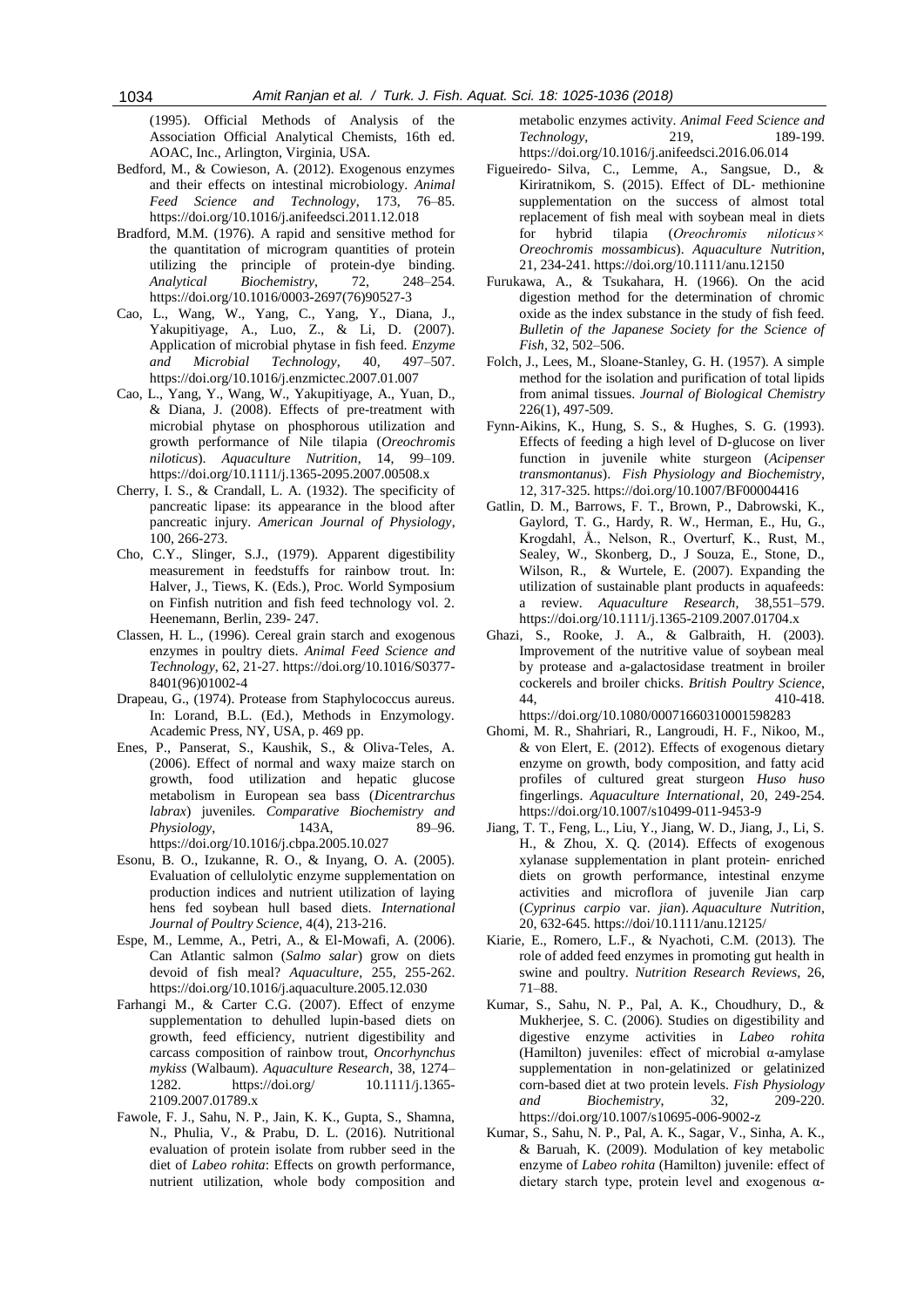(1995). Official Methods of Analysis of the Association Official Analytical Chemists, 16th ed. AOAC, Inc., Arlington, Virginia, USA.

Bedford, M., & Cowieson, A. (2012). Exogenous enzymes and their effects on intestinal microbiology. *Animal Feed Science and Technology*, 173, 76–85. https://doi.org/10.1016/j.anifeedsci.2011.12.018

Bradford, M.M. (1976). A rapid and sensitive method for the quantitation of microgram quantities of protein utilizing the principle of protein-dye binding. *Analytical Biochemistry*, 72, 248–254. https://doi.org/10.1016/0003-2697(76)90527-3

Cao, L., Wang, W., Yang, C., Yang, Y., Diana, J., Yakupitiyage, A., Luo, Z., & Li, D. (2007). Application of microbial phytase in fish feed. *Enzyme and Microbial Technology*, 40, 497–507. https://doi.org/10.1016/j.enzmictec.2007.01.007

Cao, L., Yang, Y., Wang, W., Yakupitiyage, A., Yuan, D., & Diana, J. (2008). Effects of pre-treatment with microbial phytase on phosphorous utilization and growth performance of Nile tilapia (*Oreochromis niloticus*). *Aquaculture Nutrition*, 14, 99–109. https://doi.org/10.1111/j.1365-2095.2007.00508.x

Cherry, I. S., & Crandall, L. A. (1932). The specificity of pancreatic lipase: its appearance in the blood after pancreatic injury. *American Journal of Physiology*, 100, 266-273.

Cho, C.Y., Slinger, S.J., (1979). Apparent digestibility measurement in feedstuffs for rainbow trout. In: Halver, J., Tiews, K. (Eds.), Proc. World Symposium on Finfish nutrition and fish feed technology vol. 2. Heenemann, Berlin, 239- 247.

Classen, H. L., (1996). Cereal grain starch and exogenous enzymes in poultry diets. *Animal Feed Science and Technology*, 62, 21-27. https://doi.org/10.1016/S0377-8401(96)01002-4

Drapeau, G., (1974). Protease from Staphylococcus aureus. In: Lorand, B.L. (Ed.), Methods in Enzymology. Academic Press, NY, USA, p. 469 pp.

Enes, P., Panserat, S., Kaushik, S., & Oliva-Teles, A. (2006). Effect of normal and waxy maize starch on growth, food utilization and hepatic glucose metabolism in European sea bass (*Dicentrarchus labrax*) juveniles. *Comparative Biochemistry and Physiology*, 143A, 89–96. https://doi.org/10.1016/j.cbpa.2005.10.027

Esonu, B. O., Izukanne, R. O., & Inyang, O. A. (2005). Evaluation of cellulolytic enzyme supplementation on production indices and nutrient utilization of laying hens fed soybean hull based diets. *International Journal of Poultry Science*, 4(4), 213-216.

Espe, M., Lemme, A., Petri, A., & El-Mowafi, A. (2006). Can Atlantic salmon (*Salmo salar*) grow on diets devoid of fish meal? *Aquaculture*, 255, 255-262. https://doi.org/10.1016/j.aquaculture.2005.12.030

Farhangi M., & Carter C.G. (2007). Effect of enzyme supplementation to dehulled lupin-based diets on growth, feed efficiency, nutrient digestibility and carcass composition of rainbow trout, *Oncorhynchus mykiss* (Walbaum). *Aquaculture Research*, 38, 1274–1282. https://doi.org/ 10.1111/j.1365-2109.2007.01789.x

Fawole, F. J., Sahu, N. P., Jain, K. K., Gupta, S., Shamna, N., Phulia, V., & Prabu, D. L. (2016). Nutritional evaluation of protein isolate from rubber seed in the diet of *Labeo rohita*: Effects on growth performance, nutrient utilization, whole body composition and metabolic enzymes activity. *Animal Feed Science and Technology*, 219, 189-199. https://doi.org/10.1016/j.anifeedsci.2016.06.014

Figueiredo- Silva, C., Lemme, A., Sangsue, D., & Kiriratnikom, S. (2015). Effect of DL- methionine supplementation on the success of almost total replacement of fish meal with soybean meal in diets for hybrid tilapia (*Oreochromis niloticus× Oreochromis mossambicus*). *Aquaculture Nutrition*, 21, 234-241. https://doi.org/10.1111/anu.12150

Furukawa, A., & Tsukahara, H. (1966). On the acid digestion method for the determination of chromic oxide as the index substance in the study of fish feed. *Bulletin of the Japanese Society for the Science of Fish*, 32, 502–506.

Folch, J., Lees, M., Sloane-Stanley, G. H. (1957). A simple method for the isolation and purification of total lipids from animal tissues. *Journal of Biological Chemistry* 226(1), 497-509.

Fynn-Aikins, K., Hung, S. S., & Hughes, S. G. (1993). Effects of feeding a high level of D-glucose on liver function in juvenile white sturgeon (*Acipenser transmontanus*). *Fish Physiology and Biochemistry*, 12, 317-325. https://doi.org/10.1007/BF00004416

Gatlin, D. M., Barrows, F. T., Brown, P., Dabrowski, K., Gaylord, T. G., Hardy, R. W., Herman, E., Hu, G., Krogdahl, Å., Nelson, R., Overturf, K., Rust, M., Sealey, W., Skonberg, D., J Souza, E., Stone, D., Wilson, R., & Wurtele, E. (2007). Expanding the utilization of sustainable plant products in aquafeeds: a review. *Aquaculture Research*, 38,551–579. https://doi.org/10.1111/j.1365-2109.2007.01704.x

Ghazi, S., Rooke, J. A., & Galbraith, H. (2003). Improvement of the nutritive value of soybean meal by protease and a-galactosidase treatment in broiler cockerels and broiler chicks. *British Poultry Science*, 44, 410-418. https://doi.org/10.1080/00071660310001598283

Ghomi, M. R., Shahriari, R., Langroudi, H. F., Nikoo, M., & von Elert, E. (2012). Effects of exogenous dietary enzyme on growth, body composition, and fatty acid profiles of cultured great sturgeon *Huso huso* fingerlings. *Aquaculture International*, 20, 249-254. https://doi.org/10.1007/s10499-011-9453-9

Jiang, T. T., Feng, L., Liu, Y., Jiang, W. D., Jiang, J., Li, S. H., & Zhou, X. Q. (2014). Effects of exogenous xylanase supplementation in plant protein- enriched diets on growth performance, intestinal enzyme activities and microflora of juvenile Jian carp (*Cyprinus carpio* var. *jian*). *Aquaculture Nutrition*, 20, 632-645. https://doi/10.1111/anu.12125/

Kiarie, E., Romero, L.F., & Nyachoti, C.M. (2013). The role of added feed enzymes in promoting gut health in swine and poultry. *Nutrition Research Reviews*, 26, 71–88.

Kumar, S., Sahu, N. P., Pal, A. K., Choudhury, D., & Mukherjee, S. C. (2006). Studies on digestibility and digestive enzyme activities in *Labeo rohita* (Hamilton) juveniles: effect of microbial α-amylase supplementation in non-gelatinized or gelatinized corn-based diet at two protein levels. *Fish Physiology and Biochemistry*, 32, 209-220. https://doi.org/10.1007/s10695-006-9002-z

Kumar, S., Sahu, N. P., Pal, A. K., Sagar, V., Sinha, A. K., & Baruah, K. (2009). Modulation of key metabolic enzyme of *Labeo rohita* (Hamilton) juvenile: effect of dietary starch type, protein level and exogenous α-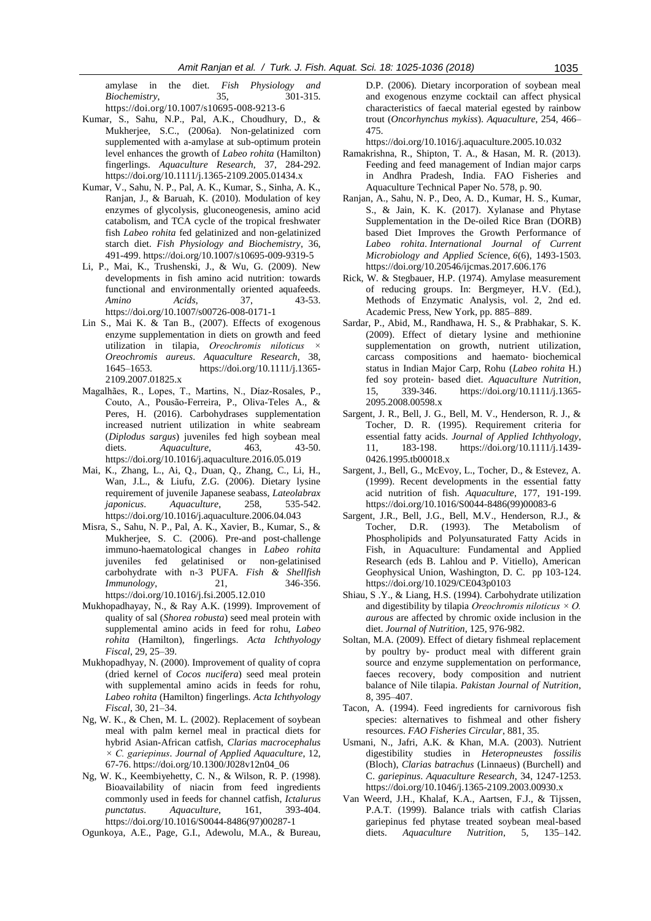amylase in the diet. *Fish Physiology and Biochemistry*, 35, 301-315. https://doi.org/10.1007/s10695-008-9213-6

Kumar, S., Sahu, N.P., Pal, A.K., Choudhury, D., & Mukherjee, S.C., (2006a). Non-gelatinized corn supplemented with a-amylase at sub-optimum protein level enhances the growth of *Labeo rohita* (Hamilton) fingerlings. *Aquaculture Research*, 37, 284-292. https://doi.org/10.1111/j.1365-2109.2005.01434.x

Kumar, V., Sahu, N. P., Pal, A. K., Kumar, S., Sinha, A. K., Ranjan, J., & Baruah, K. (2010). Modulation of key enzymes of glycolysis, gluconeogenesis, amino acid catabolism, and TCA cycle of the tropical freshwater fish *Labeo rohita* fed gelatinized and non-gelatinized starch diet. *Fish Physiology and Biochemistry*, 36, 491-499. https://doi.org/10.1007/s10695-009-9319-5

Li, P., Mai, K., Trushenski, J., & Wu, G. (2009). New developments in fish amino acid nutrition: towards functional and environmentally oriented aquafeeds. *Amino Acids*, 37, 43-53. https://doi.org/10.1007/s00726-008-0171-1

Lin S., Mai K. & Tan B., (2007). Effects of exogenous enzyme supplementation in diets on growth and feed utilization in tilapia, *Oreochromis niloticus* × *Oreochromis aureus*. *Aquaculture Research*, 38, 1645–1653. https://doi.org/10.1111/j.1365-2109.2007.01825.x

Magalhães, R., Lopes, T., Martins, N., Díaz-Rosales, P., Couto, A., Pousão-Ferreira, P., Oliva-Teles A., & Peres, H. (2016). Carbohydrases supplementation increased nutrient utilization in white seabream (*Diplodus sargus*) juveniles fed high soybean meal diets. *Aquaculture*, 463, 43-50. https://doi.org/10.1016/j.aquaculture.2016.05.019

Mai, K., Zhang, L., Ai, Q., Duan, Q., Zhang, C., Li, H., Wan, J.L., & Liufu, Z.G. (2006). Dietary lysine requirement of juvenile Japanese seabass, *Lateolabrax japonicus*. *Aquaculture*, 258, 535-542. https://doi.org/10.1016/j.aquaculture.2006.04.043

Misra, S., Sahu, N. P., Pal, A. K., Xavier, B., Kumar, S., & Mukherjee, S. C. (2006). Pre-and post-challenge immuno-haematological changes in *Labeo rohita* juveniles fed gelatinised or non-gelatinised carbohydrate with n-3 PUFA. *Fish & Shellfish Immunology*, 21, 346-356. https://doi.org/10.1016/j.fsi.2005.12.010

Mukhopadhayay, N., & Ray A.K. (1999). Improvement of quality of sal (*Shorea robusta*) seed meal protein with supplemental amino acids in feed for rohu, *Labeo rohita* (Hamilton), fingerlings. *Acta Ichthyology Fiscal*, 29, 25–39.

Mukhopadhyay, N. (2000). Improvement of quality of copra (dried kernel of *Cocos nucifera*) seed meal protein with supplemental amino acids in feeds for rohu, *Labeo rohita* (Hamilton) fingerlings. *Acta Ichthyology Fiscal*, 30, 21–34.

Ng, W. K., & Chen, M. L. (2002). Replacement of soybean meal with palm kernel meal in practical diets for hybrid Asian-African catfish, *Clarias macrocephalus* × *C. gariepinus*. *Journal of Applied Aquaculture*, 12, 67-76. https://doi.org/10.1300/J028v12n04_06

Ng, W. K., Keembiyehetty, C. N., & Wilson, R. P. (1998). Bioavailability of niacin from feed ingredients commonly used in feeds for channel catfish, *Ictalurus punctatus*. *Aquaculture*, 161, 393-404. https://doi.org/10.1016/S0044-8486(97)00287-1

Ogunkoya, A.E., Page, G.I., Adewolu, M.A., & Bureau, D.P. (2006). Dietary incorporation of soybean meal and exogenous enzyme cocktail can affect physical characteristics of faecal material egested by rainbow trout (*Oncorhynchus mykiss*). *Aquaculture*, 254, 466–475. https://doi.org/10.1016/j.aquaculture.2005.10.032

Ramakrishna, R., Shipton, T. A., & Hasan, M. R. (2013). Feeding and feed management of Indian major carps in Andhra Pradesh, India. FAO Fisheries and Aquaculture Technical Paper No. 578, p. 90.

Ranjan, A., Sahu, N. P., Deo, A. D., Kumar, H. S., Kumar, S., & Jain, K. K. (2017). Xylanase and Phytase Supplementation in the De-oiled Rice Bran (DORB) based Diet Improves the Growth Performance of *Labeo rohita*. *International Journal of Current Microbiology and Applied Sci*ence, *6*(6), 1493-1503. https://doi.org/10.20546/ijcmas.2017.606.176

Rick, W. & Stegbauer, H.P. (1974). Amylase measurement of reducing groups. In: Bergmeyer, H.V. (Ed.), Methods of Enzymatic Analysis, vol. 2, 2nd ed. Academic Press, New York, pp. 885–889.

Sardar, P., Abid, M., Randhawa, H. S., & Prabhakar, S. K. (2009). Effect of dietary lysine and methionine supplementation on growth, nutrient utilization, carcass compositions and haemato‐ biochemical status in Indian Major Carp, Rohu (*Labeo rohita* H.) fed soy protein‐ based diet. *Aquaculture Nutrition*, 15, 339-346. https://doi.org/10.1111/j.1365-2095.2008.00598.x

Sargent, J. R., Bell, J. G., Bell, M. V., Henderson, R. J., & Tocher, D. R. (1995). Requirement criteria for essential fatty acids. *Journal of Applied Ichthyology*, 11, 183-198. https://doi.org/10.1111/j.1439-0426.1995.tb00018.x

Sargent, J., Bell, G., McEvoy, L., Tocher, D., & Estevez, A. (1999). Recent developments in the essential fatty acid nutrition of fish. *Aquaculture*, 177, 191-199. https://doi.org/10.1016/S0044-8486(99)00083-6

Sargent, J.R., Bell, J.G., Bell, M.V., Henderson, R.J., & Tocher, D.R. (1993). The Metabolism of Phospholipids and Polyunsaturated Fatty Acids in Fish, in Aquaculture: Fundamental and Applied Research (eds B. Lahlou and P. Vitiello), American Geophysical Union, Washington, D. C. pp 103-124. https://doi.org/10.1029/CE043p0103

Shiau, S .Y., & Liang, H.S. (1994). Carbohydrate utilization and digestibility by tilapia *Oreochromis niloticus* × *O. aurous* are affected by chromic oxide inclusion in the diet. *Journal of Nutrition*, 125, 976-982.

Soltan, M.A. (2009). Effect of dietary fishmeal replacement by poultry by‐ product meal with different grain source and enzyme supplementation on performance, faeces recovery, body composition and nutrient balance of Nile tilapia. *Pakistan Journal of Nutrition*, 8, 395–407.

Tacon, A. (1994). Feed ingredients for carnivorous fish species: alternatives to fishmeal and other fishery resources. *FAO Fisheries Circular*, 881, 35.

Usmani, N., Jafri, A.K. & Khan, M.A. (2003). Nutrient digestibility studies in *Heteropneustes fossilis* (Bloch), *Clarias batrachus* (Linnaeus) (Burchell) and C. *gariepinus*. *Aquaculture Research*, 34, 1247-1253. https://doi.org/10.1046/j.1365-2109.2003.00930.x

Van Weerd, J.H., Khalaf, K.A., Aartsen, F.J., & Tijssen, P.A.T. (1999). Balance trials with catfish Clarias gariepinus fed phytase treated soybean meal-based diets. *Aquaculture Nutrition*, 5, 135–142.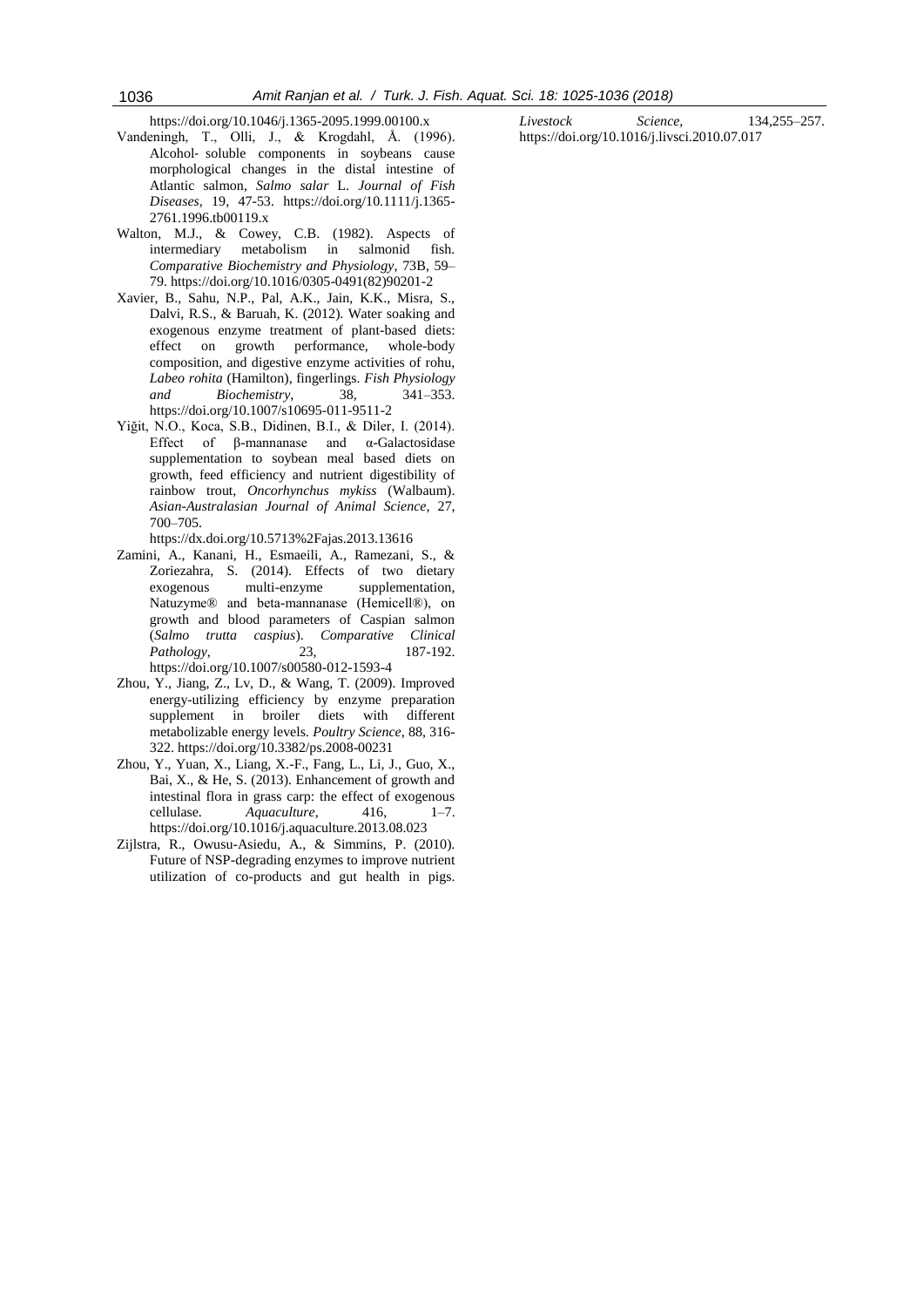https://doi.org/10.1046/j.1365-2095.1999.00100.x

Vandeningh, T., Olli, J., & Krogdahl, Å. (1996). Alcohol- soluble components in soybeans cause morphological changes in the distal intestine of Atlantic salmon, *Salmo salar* L. *Journal of Fish Diseases,* 19, 47-53. https://doi.org/10.1111/j.1365-2761.1996.tb00119.x

Walton, M.J., & Cowey, C.B. (1982). Aspects of intermediary metabolism in salmonid fish. *Comparative Biochemistry and Physiology,* 73B, 59–79. https://doi.org/10.1016/0305-0491(82)90201-2

Xavier, B., Sahu, N.P., Pal, A.K., Jain, K.K., Misra, S., Dalvi, R.S., & Baruah, K. (2012). Water soaking and exogenous enzyme treatment of plant-based diets: effect on growth performance, whole-body composition, and digestive enzyme activities of rohu, *Labeo rohita* (Hamilton), fingerlings. *Fish Physiology and Biochemistry,* 38, 341–353. https://doi.org/10.1007/s10695-011-9511-2

Yiğit, N.O., Koca, S.B., Didinen, B.I., & Diler, I. (2014). Effect of β-mannanase and α-Galactosidase supplementation to soybean meal based diets on growth, feed efficiency and nutrient digestibility of rainbow trout, *Oncorhynchus mykiss* (Walbaum). *Asian-Australasian Journal of Animal Science,* 27, 700–705. https://dx.doi.org/10.5713%2Fajas.2013.13616

Zamini, A., Kanani, H., Esmaeili, A., Ramezani, S., & Zoriezahra, S. (2014). Effects of two dietary exogenous multi-enzyme supplementation, Natuzyme® and beta-mannanase (Hemicell®), on growth and blood parameters of Caspian salmon (*Salmo trutta caspius*). *Comparative Clinical Pathology,* 23, 187-192. https://doi.org/10.1007/s00580-012-1593-4

Zhou, Y., Jiang, Z., Lv, D., & Wang, T. (2009). Improved energy-utilizing efficiency by enzyme preparation supplement in broiler diets with different metabolizable energy levels. *Poultry Science,* 88, 316-322. https://doi.org/10.3382/ps.2008-00231

Zhou, Y., Yuan, X., Liang, X.-F., Fang, L., Li, J., Guo, X., Bai, X., & He, S. (2013). Enhancement of growth and intestinal flora in grass carp: the effect of exogenous cellulase. *Aquaculture,* 416, 1–7. https://doi.org/10.1016/j.aquaculture.2013.08.023

Zijlstra, R., Owusu-Asiedu, A., & Simmins, P. (2010). Future of NSP-degrading enzymes to improve nutrient utilization of co-products and gut health in pigs. *Livestock Science,* 134,255–257. https://doi.org/10.1016/j.livsci.2010.07.017